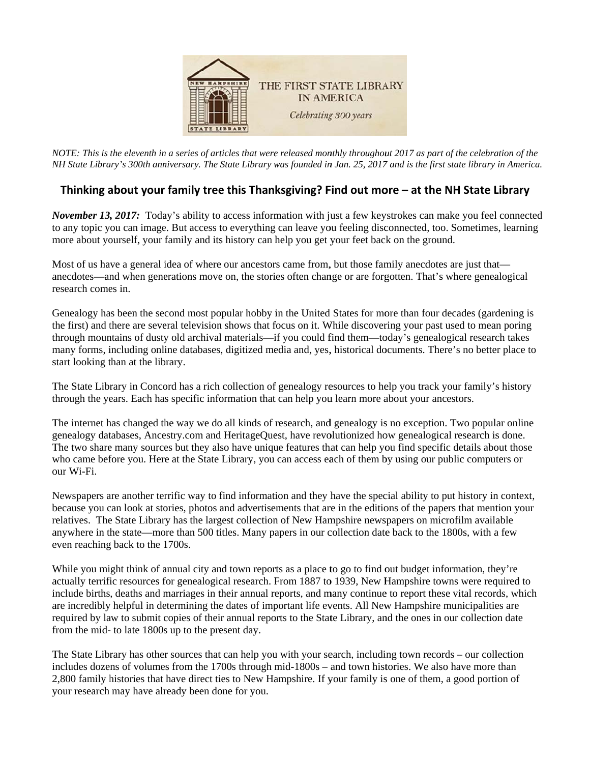THE FIRST STATE LIBRARY IN AMERICA

*Celebrating 300 years*

*NOTE: This is the eleventh in a series of articles that were released monthly throughout 2017 as part of the celebration of the NH State Library's 300th anniversary. The State Library was founded in Jan. 25, 2017 and is the first state library in America.*

## Thinking about your family tree this Thanksgiving? Find out more – at the NH State Library

***November 13, 2017:*** Today's ability to access information with just a few keystrokes can make you feel connected to any topic you can image. But access to everything can leave you feeling disconnected, too. Sometimes, learning more about yourself, your family and its history can help you get your feet back on the ground.

Most of us have a general idea of where our ancestors came from, but those family anecdotes are just that—anecdotes—and when generations move on, the stories often change or are forgotten. That's where genealogical research comes in.

Genealogy has been the second most popular hobby in the United States for more than four decades (gardening is the first) and there are several television shows that focus on it. While discovering your past used to mean poring through mountains of dusty old archival materials—if you could find them—today's genealogical research takes many forms, including online databases, digitized media and, yes, historical documents. There's no better place to start looking than at the library.

The State Library in Concord has a rich collection of genealogy resources to help you track your family's history through the years. Each has specific information that can help you learn more about your ancestors.

The internet has changed the way we do all kinds of research, and genealogy is no exception. Two popular online genealogy databases, Ancestry.com and HeritageQuest, have revolutionized how genealogical research is done. The two share many sources but they also have unique features that can help you find specific details about those who came before you. Here at the State Library, you can access each of them by using our public computers or our Wi-Fi.

Newspapers are another terrific way to find information and they have the special ability to put history in context, because you can look at stories, photos and advertisements that are in the editions of the papers that mention your relatives. The State Library has the largest collection of New Hampshire newspapers on microfilm available anywhere in the state—more than 500 titles. Many papers in our collection date back to the 1800s, with a few even reaching back to the 1700s.

While you might think of annual city and town reports as a place to go to find out budget information, they're actually terrific resources for genealogical research. From 1887 to 1939, New Hampshire towns were required to include births, deaths and marriages in their annual reports, and many continue to report these vital records, which are incredibly helpful in determining the dates of important life events. All New Hampshire municipalities are required by law to submit copies of their annual reports to the State Library, and the ones in our collection date from the mid- to late 1800s up to the present day.

The State Library has other sources that can help you with your search, including town records – our collection includes dozens of volumes from the 1700s through mid-1800s – and town histories. We also have more than 2,800 family histories that have direct ties to New Hampshire. If your family is one of them, a good portion of your research may have already been done for you.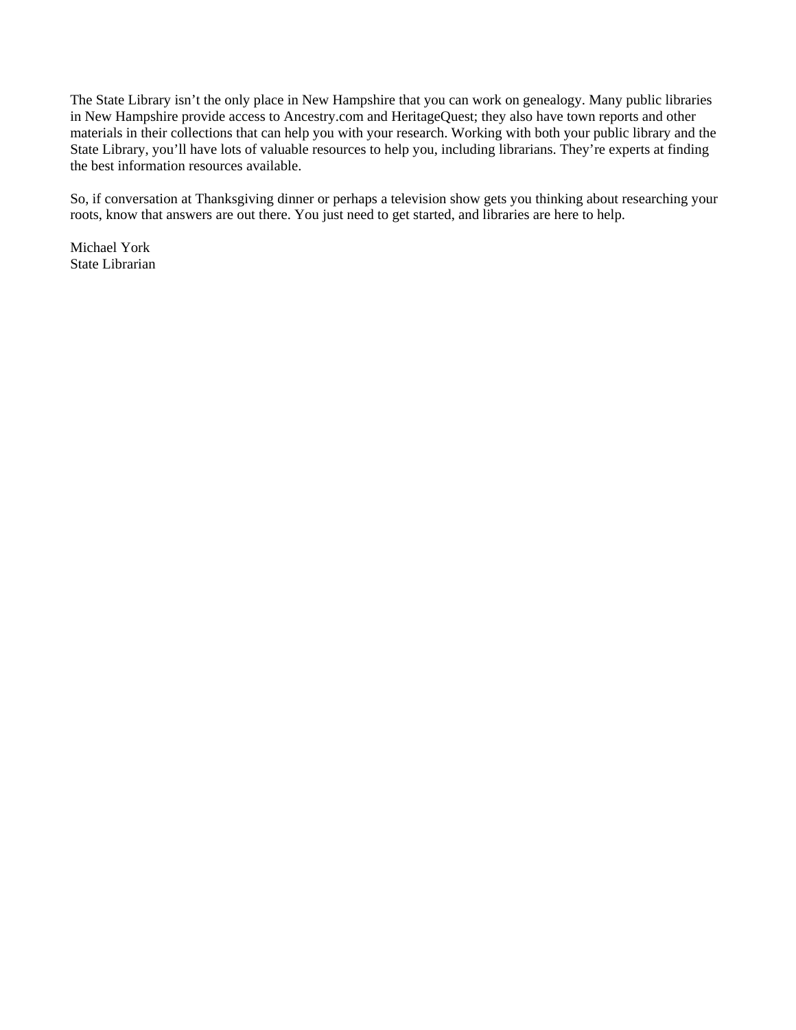The State Library isn't the only place in New Hampshire that you can work on genealogy. Many public libraries in New Hampshire provide access to Ancestry.com and HeritageQuest; they also have town reports and other materials in their collections that can help you with your research. Working with both your public library and the State Library, you'll have lots of valuable resources to help you, including librarians. They're experts at finding the best information resources available.

So, if conversation at Thanksgiving dinner or perhaps a television show gets you thinking about researching your roots, know that answers are out there. You just need to get started, and libraries are here to help.

Michael York  
State Librarian